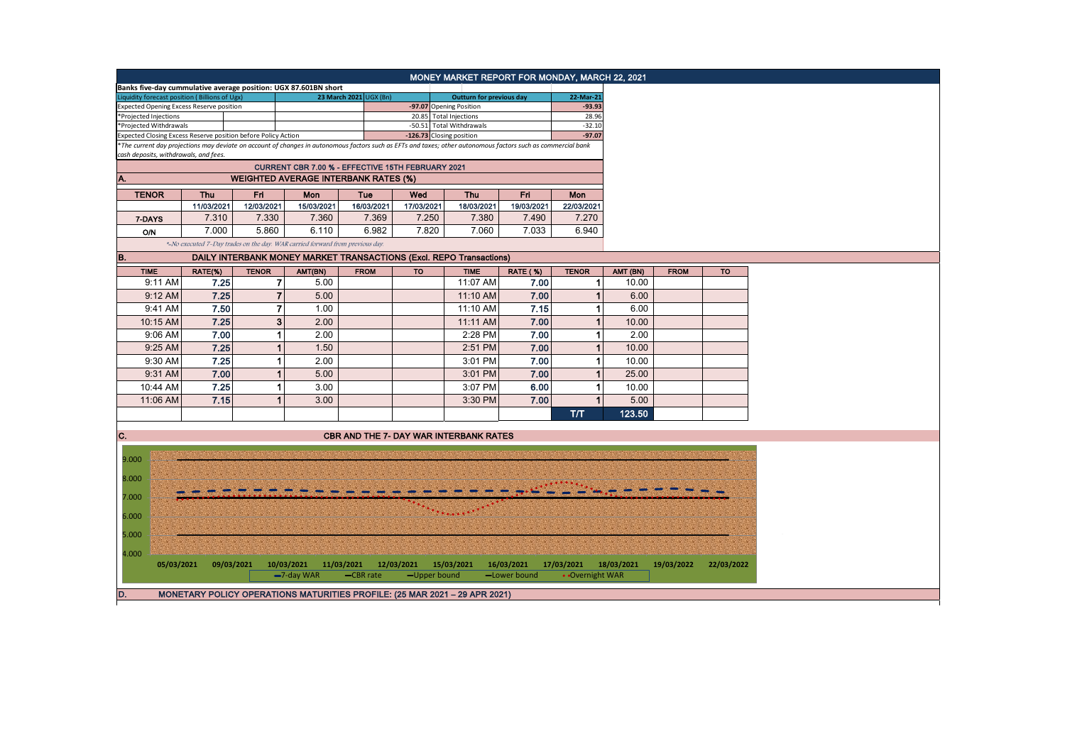# MONEY MARKET REPORT FOR MONDAY, MARCH 22, 2021

**Banks five-day cummulative average position: UGX 87.601BN short**

| Liquidity forecast position ( Billions of Ugx) | 23 March 2021 UGX (Bn) | Outturn for previous day | 22-Mar-21 |
|---|---|---|---|
| Expected Opening Excess Reserve position | -97.07 | Opening Position | -93.93 |
| *Projected Injections | 20.85 | Total Injections | 28.96 |
| *Projected Withdrawals | -50.51 | Total Withdrawals | -32.10 |
| Expected Closing Excess Reserve position before Policy Action | -126.73 | Closing position | -97.07 |

*The current day projections may deviate on account of changes in autonomous factors such as EFTs and taxes; other autonomous factors such as commercial bank cash deposits, withdrawals, and fees.*

**CURRENT CBR 7.00 % - EFFECTIVE 15TH FEBRUARY 2021**

## A. WEIGHTED AVERAGE INTERBANK RATES (%)

| TENOR | Thu | Fri | Mon | Tue | Wed | Thu | Fri | Mon |
|---|---|---|---|---|---|---|---|---|
| | 11/03/2021 | 12/03/2021 | 15/03/2021 | 16/03/2021 | 17/03/2021 | 18/03/2021 | 19/03/2021 | 22/03/2021 |
| 7-DAYS | 7.310 | 7.330 | 7.360 | 7.369 | 7.250 | 7.380 | 7.490 | 7.270 |
| O/N | 7.000 | 5.860 | 6.110 | 6.982 | 7.820 | 7.060 | 7.033 | 6.940 |

*-No executed 7-Day trades on the day. WAR carried forward from previous day.*

## B. DAILY INTERBANK MONEY MARKET TRANSACTIONS (Excl. REPO Transactions)

| TIME | RATE(%) | TENOR | AMT(BN) | FROM | TO | TIME | RATE ( %) | TENOR | AMT (BN) | FROM | TO |
|---|---|---|---|---|---|---|---|---|---|---|---|
| 9:11 AM | 7.25 | 7 | 5.00 | | | 11:07 AM | 7.00 | 1 | 10.00 | | |
| 9:12 AM | 7.25 | 7 | 5.00 | | | 11:10 AM | 7.00 | 1 | 6.00 | | |
| 9:41 AM | 7.50 | 7 | 1.00 | | | 11:10 AM | 7.15 | 1 | 6.00 | | |
| 10:15 AM | 7.25 | 3 | 2.00 | | | 11:11 AM | 7.00 | 1 | 10.00 | | |
| 9:06 AM | 7.00 | 1 | 2.00 | | | 2:28 PM | 7.00 | 1 | 2.00 | | |
| 9:25 AM | 7.25 | 1 | 1.50 | | | 2:51 PM | 7.00 | 1 | 10.00 | | |
| 9:30 AM | 7.25 | 1 | 2.00 | | | 3:01 PM | 7.00 | 1 | 10.00 | | |
| 9:31 AM | 7.00 | 1 | 5.00 | | | 3:01 PM | 7.00 | 1 | 25.00 | | |
| 10:44 AM | 7.25 | 1 | 3.00 | | | 3:07 PM | 6.00 | 1 | 10.00 | | |
| 11:06 AM | 7.15 | 1 | 3.00 | | | 3:30 PM | 7.00 | 1 | 5.00 | | |
| | | | | | | | | T/T | 123.50 | | |

## C. CBR AND THE 7- DAY WAR INTERBANK RATES

(Chart: y-axis 4.000–9.000; x-axis 05/03/2021, 09/03/2021, 10/03/2021, 11/03/2021, 12/03/2021, 15/03/2021, 16/03/2021, 17/03/2021, 18/03/2021, 19/03/2022, 22/03/2022; legend: 7-day WAR, CBR rate, Upper bound, Lower bound, Overnight WAR)

## D. MONETARY POLICY OPERATIONS MATURITIES PROFILE: (25 MAR 2021 – 29 APR 2021)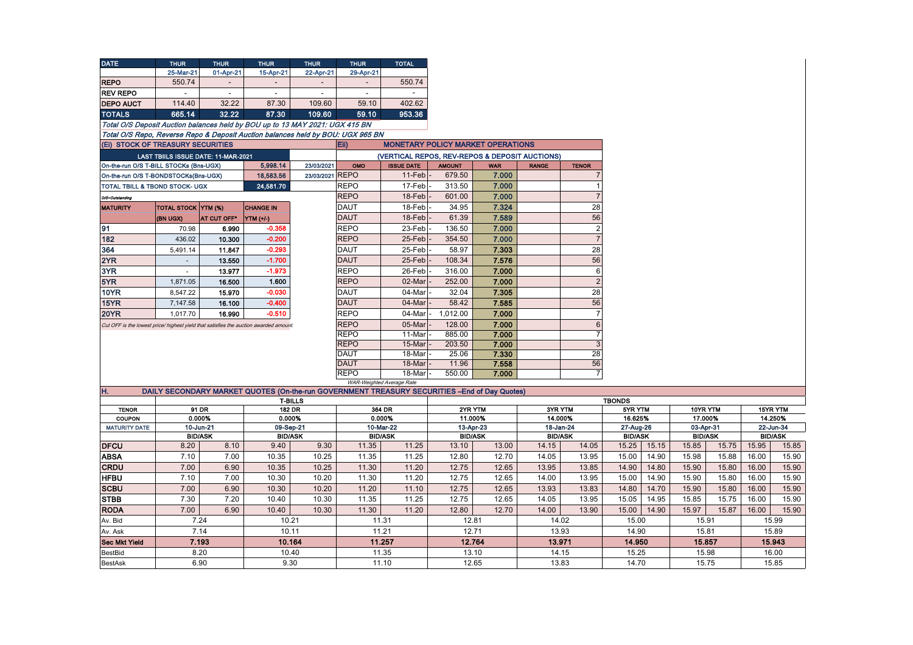| DATE | THUR | THUR | THUR | THUR | THUR | TOTAL |
|---|---|---|---|---|---|---|
| | 25-Mar-21 | 01-Apr-21 | 15-Apr-21 | 22-Apr-21 | 29-Apr-21 | |
| REPO | 550.74 | - | - | - | - | 550.74 |
| REV REPO | - | - | - | - | - | - |
| DEPO AUCT | 114.40 | 32.22 | 87.30 | 109.60 | 59.10 | 402.62 |
| TOTALS | 665.14 | 32.22 | 87.30 | 109.60 | 59.10 | 953.36 |

*Total O/S Deposit Auction balances held by BOU up to 13 MAY 2021: UGX 415 BN*

*Total O/S Repo, Reverse Repo & Deposit Auction balances held by BOU: UGX 965 BN*

## (Ei) STOCK OF TREASURY SECURITIES

| LAST TBIILS ISSUE DATE: 11-MAR-2021 | | |
|---|---|---|
| On-the-run O/S T-BILL STOCKs (Bns-UGX) | 5,998.14 | 23/03/2021 |
| On-the-run O/S T-BONDSTOCKs(Bns-UGX) | 18,583.56 | 23/03/2021 |
| TOTAL TBILL & TBOND STOCK- UGX | 24,581.70 | |

O/S=Outstanding

| MATURITY | TOTAL STOCK (BN UGX) | YTM (%) AT CUT OFF* | CHANGE IN YTM (+/-) |
|---|---|---|---|
| 91 | 70.98 | 6.990 | -0.358 |
| 182 | 436.02 | 10.300 | -0.200 |
| 364 | 5,491.14 | 11.847 | -0.293 |
| 2YR | - | 13.550 | -1.700 |
| 3YR | - | 13.977 | -1.973 |
| 5YR | 1,871.05 | 16.500 | 1.600 |
| 10YR | 8,547.22 | 15.970 | -0.030 |
| 15YR | 7,147.58 | 16.100 | -0.400 |
| 20YR | 1,017.70 | 16.990 | -0.510 |

*Cut OFF is the lowest price/ highest yield that satisfies the auction awarded amount.*

## Eii) MONETARY POLICY MARKET OPERATIONS

(VERTICAL REPOS, REV-REPOS & DEPOSIT AUCTIONS)

| OMO | ISSUE DATE | AMOUNT | WAR | RANGE | TENOR |
|---|---|---|---|---|---|
| REPO | 11-Feb | 679.50 | 7.000 | | 7 |
| REPO | 17-Feb | 313.50 | 7.000 | | 1 |
| REPO | 18-Feb | 601.00 | 7.000 | | 7 |
| DAUT | 18-Feb | 34.95 | 7.324 | | 28 |
| DAUT | 18-Feb | 61.39 | 7.589 | | 56 |
| REPO | 23-Feb | 136.50 | 7.000 | | 2 |
| REPO | 25-Feb | 354.50 | 7.000 | | 7 |
| DAUT | 25-Feb | 58.97 | 7.303 | | 28 |
| DAUT | 25-Feb | 108.34 | 7.576 | | 56 |
| REPO | 26-Feb | 316.00 | 7.000 | | 6 |
| REPO | 02-Mar | 252.00 | 7.000 | | 2 |
| DAUT | 04-Mar | 32.04 | 7.305 | | 28 |
| DAUT | 04-Mar | 58.42 | 7.585 | | 56 |
| REPO | 04-Mar | 1,012.00 | 7.000 | | 7 |
| REPO | 05-Mar | 128.00 | 7.000 | | 6 |
| REPO | 11-Mar | 885.00 | 7.000 | | 7 |
| REPO | 15-Mar | 203.50 | 7.000 | | 3 |
| DAUT | 18-Mar | 25.06 | 7.330 | | 28 |
| DAUT | 18-Mar | 11.96 | 7.558 | | 56 |
| REPO | 18-Mar | 550.00 | 7.000 | | 7 |

*WAR-Weighted Average Rate*

## H. DAILY SECONDARY MARKET QUOTES (On-the-run GOVERNMENT TREASURY SECURITIES –End of Day Quotes)

| | T-BILLS | | | | | | TBONDS | | | | | | | | | |
|---|---|---|---|---|---|---|---|---|---|---|---|---|---|---|---|---|
| TENOR | 91 DR | | 182 DR | | 364 DR | | 2YR YTM | | 3YR YTM | | 5YR YTM | | 10YR YTM | | 15YR YTM | |
| COUPON | 0.000% | | 0.000% | | 0.000% | | 11.000% | | 14.000% | | 16.625% | | 17.000% | | 14.250% | |
| MATURITY DATE | 10-Jun-21 | | 09-Sep-21 | | 10-Mar-22 | | 13-Apr-23 | | 18-Jan-24 | | 27-Aug-26 | | 03-Apr-31 | | 22-Jun-34 | |
| | BID/ASK | | BID/ASK | | BID/ASK | | BID/ASK | | BID/ASK | | BID/ASK | | BID/ASK | | BID/ASK | |
| DFCU | 8.20 | 8.10 | 9.40 | 9.30 | 11.35 | 11.25 | 13.10 | 13.00 | 14.15 | 14.05 | 15.25 | 15.15 | 15.85 | 15.75 | 15.95 | 15.85 |
| ABSA | 7.10 | 7.00 | 10.35 | 10.25 | 11.35 | 11.25 | 12.80 | 12.70 | 14.05 | 13.95 | 15.00 | 14.90 | 15.98 | 15.88 | 16.00 | 15.90 |
| CRDU | 7.00 | 6.90 | 10.35 | 10.25 | 11.30 | 11.20 | 12.75 | 12.65 | 13.95 | 13.85 | 14.90 | 14.80 | 15.90 | 15.80 | 16.00 | 15.90 |
| HFBU | 7.10 | 7.00 | 10.30 | 10.20 | 11.30 | 11.20 | 12.75 | 12.65 | 14.00 | 13.95 | 15.00 | 14.90 | 15.90 | 15.80 | 16.00 | 15.90 |
| SCBU | 7.00 | 6.90 | 10.30 | 10.20 | 11.20 | 11.10 | 12.75 | 12.65 | 13.93 | 13.83 | 14.80 | 14.70 | 15.90 | 15.80 | 16.00 | 15.90 |
| STBB | 7.30 | 7.20 | 10.40 | 10.30 | 11.35 | 11.25 | 12.75 | 12.65 | 14.05 | 13.95 | 15.05 | 14.95 | 15.85 | 15.75 | 16.00 | 15.90 |
| RODA | 7.00 | 6.90 | 10.40 | 10.30 | 11.30 | 11.20 | 12.80 | 12.70 | 14.00 | 13.90 | 15.00 | 14.90 | 15.97 | 15.87 | 16.00 | 15.90 |
| Av. Bid | 7.24 | | 10.21 | | 11.31 | | 12.81 | | 14.02 | | 15.00 | | 15.91 | | 15.99 | |
| Av. Ask | 7.14 | | 10.11 | | 11.21 | | 12.71 | | 13.93 | | 14.90 | | 15.81 | | 15.89 | |
| Sec Mkt Yield | 7.193 | | 10.164 | | 11.257 | | 12.764 | | 13.971 | | 14.950 | | 15.857 | | 15.943 | |
| BestBid | 8.20 | | 10.40 | | 11.35 | | 13.10 | | 14.15 | | 15.25 | | 15.98 | | 16.00 | |
| BestAsk | 6.90 | | 9.30 | | 11.10 | | 12.65 | | 13.83 | | 14.70 | | 15.75 | | 15.85 | |